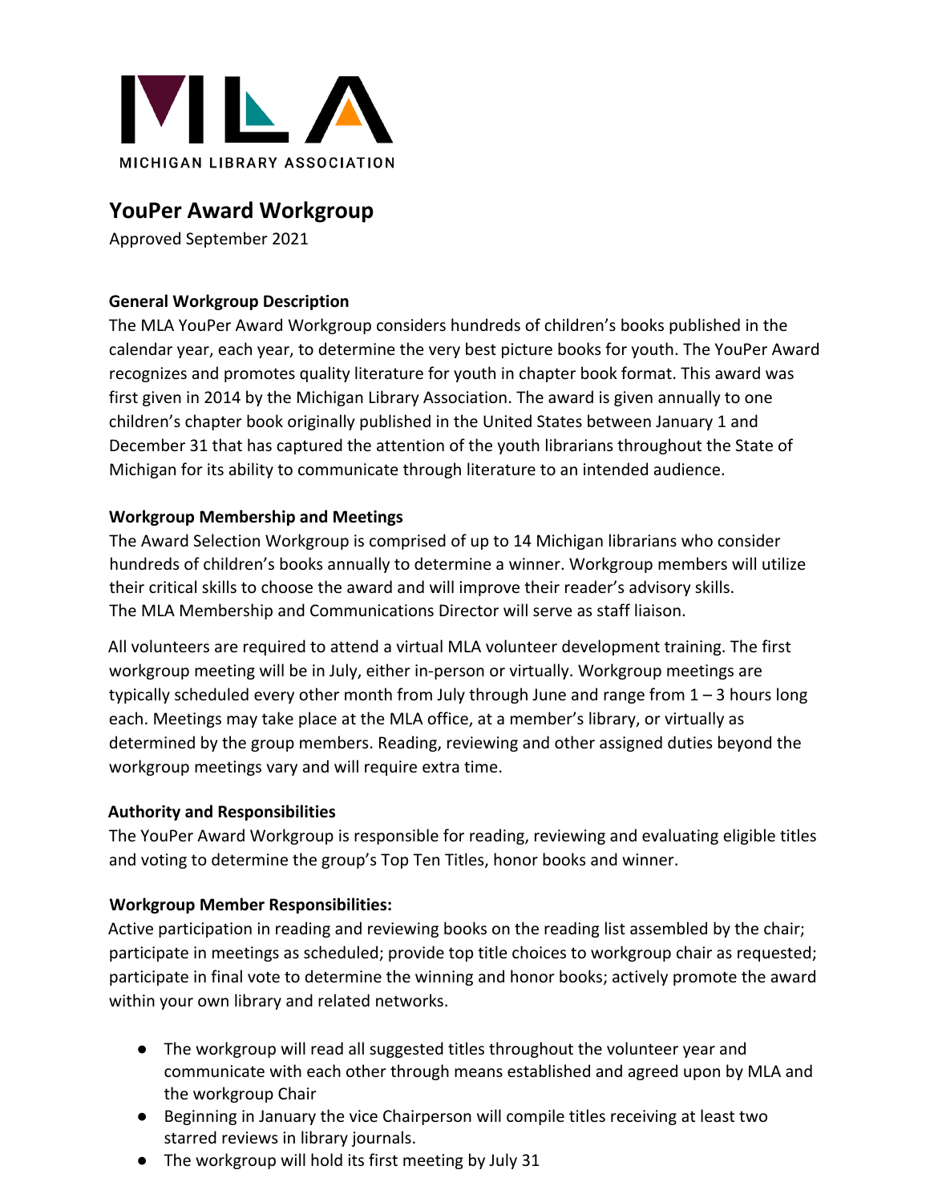MICHIGAN LIBRARY ASSOCIATION

# YouPer Award Workgroup

Approved September 2021

**General Workgroup Description**

The MLA YouPer Award Workgroup considers hundreds of children's books published in the calendar year, each year, to determine the very best picture books for youth. The YouPer Award recognizes and promotes quality literature for youth in chapter book format. This award was first given in 2014 by the Michigan Library Association. The award is given annually to one children's chapter book originally published in the United States between January 1 and December 31 that has captured the attention of the youth librarians throughout the State of Michigan for its ability to communicate through literature to an intended audience.

**Workgroup Membership and Meetings**

The Award Selection Workgroup is comprised of up to 14 Michigan librarians who consider hundreds of children's books annually to determine a winner. Workgroup members will utilize their critical skills to choose the award and will improve their reader's advisory skills. The MLA Membership and Communications Director will serve as staff liaison.

All volunteers are required to attend a virtual MLA volunteer development training. The first workgroup meeting will be in July, either in-person or virtually. Workgroup meetings are typically scheduled every other month from July through June and range from 1 – 3 hours long each. Meetings may take place at the MLA office, at a member's library, or virtually as determined by the group members. Reading, reviewing and other assigned duties beyond the workgroup meetings vary and will require extra time.

**Authority and Responsibilities**

The YouPer Award Workgroup is responsible for reading, reviewing and evaluating eligible titles and voting to determine the group's Top Ten Titles, honor books and winner.

**Workgroup Member Responsibilities:**

Active participation in reading and reviewing books on the reading list assembled by the chair; participate in meetings as scheduled; provide top title choices to workgroup chair as requested; participate in final vote to determine the winning and honor books; actively promote the award within your own library and related networks.

- The workgroup will read all suggested titles throughout the volunteer year and communicate with each other through means established and agreed upon by MLA and the workgroup Chair
- Beginning in January the vice Chairperson will compile titles receiving at least two starred reviews in library journals.
- The workgroup will hold its first meeting by July 31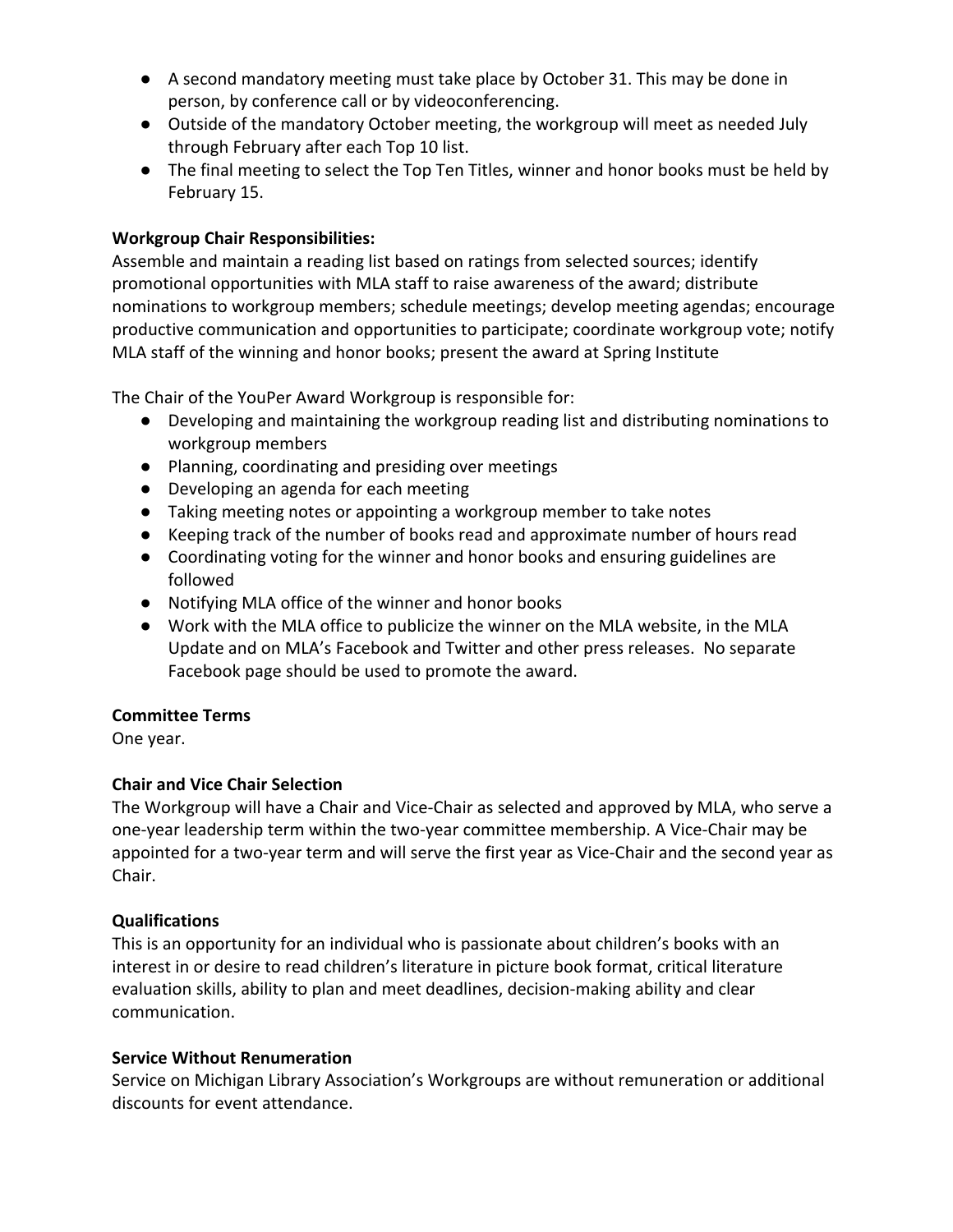- A second mandatory meeting must take place by October 31. This may be done in person, by conference call or by videoconferencing.
- Outside of the mandatory October meeting, the workgroup will meet as needed July through February after each Top 10 list.
- The final meeting to select the Top Ten Titles, winner and honor books must be held by February 15.

**Workgroup Chair Responsibilities:**

Assemble and maintain a reading list based on ratings from selected sources; identify promotional opportunities with MLA staff to raise awareness of the award; distribute nominations to workgroup members; schedule meetings; develop meeting agendas; encourage productive communication and opportunities to participate; coordinate workgroup vote; notify MLA staff of the winning and honor books; present the award at Spring Institute

The Chair of the YouPer Award Workgroup is responsible for:

- Developing and maintaining the workgroup reading list and distributing nominations to workgroup members
- Planning, coordinating and presiding over meetings
- Developing an agenda for each meeting
- Taking meeting notes or appointing a workgroup member to take notes
- Keeping track of the number of books read and approximate number of hours read
- Coordinating voting for the winner and honor books and ensuring guidelines are followed
- Notifying MLA office of the winner and honor books
- Work with the MLA office to publicize the winner on the MLA website, in the MLA Update and on MLA's Facebook and Twitter and other press releases. No separate Facebook page should be used to promote the award.

**Committee Terms**

One year.

**Chair and Vice Chair Selection**

The Workgroup will have a Chair and Vice-Chair as selected and approved by MLA, who serve a one-year leadership term within the two-year committee membership. A Vice-Chair may be appointed for a two-year term and will serve the first year as Vice-Chair and the second year as Chair.

**Qualifications**

This is an opportunity for an individual who is passionate about children's books with an interest in or desire to read children's literature in picture book format, critical literature evaluation skills, ability to plan and meet deadlines, decision-making ability and clear communication.

**Service Without Renumeration**

Service on Michigan Library Association's Workgroups are without remuneration or additional discounts for event attendance.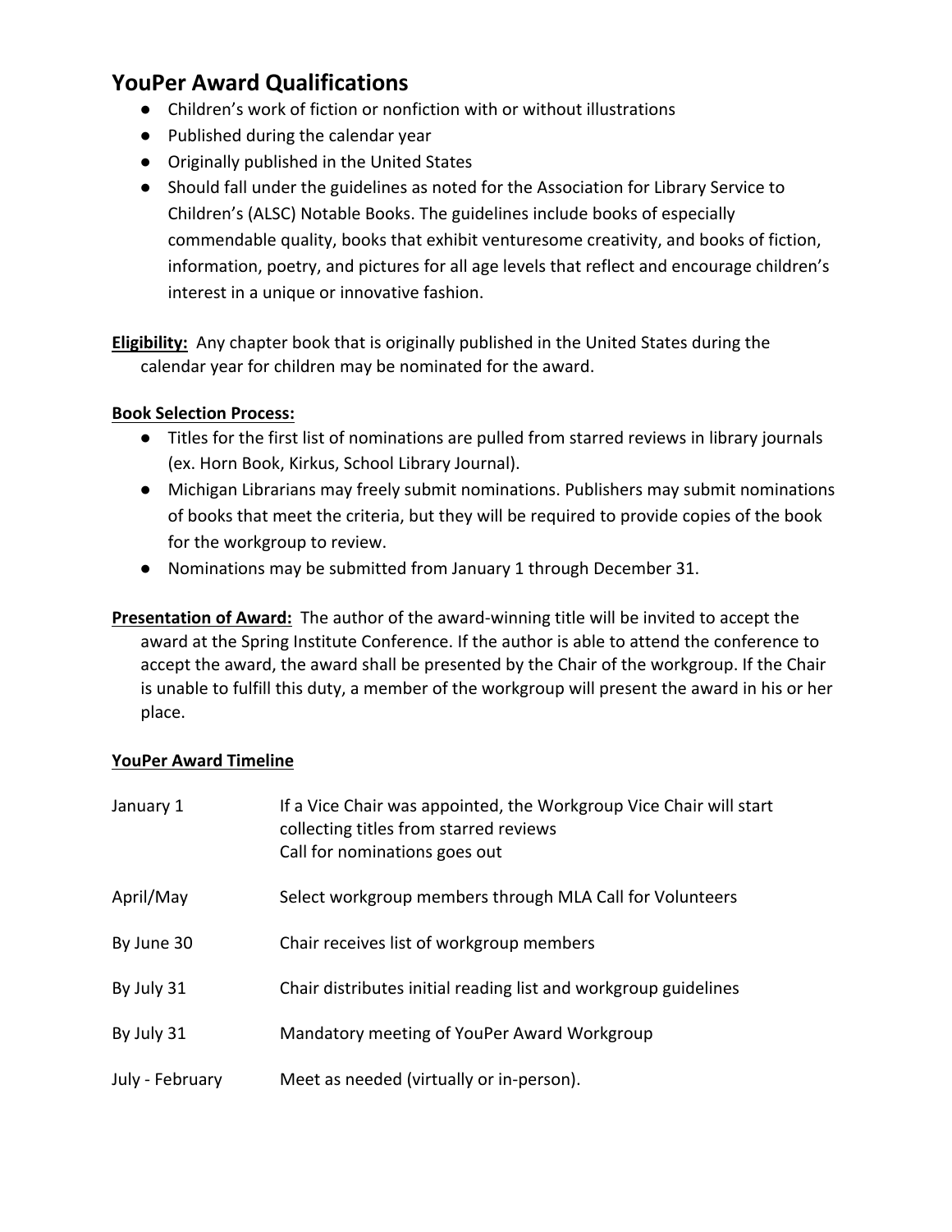## YouPer Award Qualifications

- Children's work of fiction or nonfiction with or without illustrations
- Published during the calendar year
- Originally published in the United States
- Should fall under the guidelines as noted for the Association for Library Service to Children's (ALSC) Notable Books. The guidelines include books of especially commendable quality, books that exhibit venturesome creativity, and books of fiction, information, poetry, and pictures for all age levels that reflect and encourage children's interest in a unique or innovative fashion.

**Eligibility:** Any chapter book that is originally published in the United States during the calendar year for children may be nominated for the award.

**Book Selection Process:**

- Titles for the first list of nominations are pulled from starred reviews in library journals (ex. Horn Book, Kirkus, School Library Journal).
- Michigan Librarians may freely submit nominations. Publishers may submit nominations of books that meet the criteria, but they will be required to provide copies of the book for the workgroup to review.
- Nominations may be submitted from January 1 through December 31.

**Presentation of Award:** The author of the award-winning title will be invited to accept the award at the Spring Institute Conference. If the author is able to attend the conference to accept the award, the award shall be presented by the Chair of the workgroup. If the Chair is unable to fulfill this duty, a member of the workgroup will present the award in his or her place.

**YouPer Award Timeline**

| | |
|---|---|
| January 1 | If a Vice Chair was appointed, the Workgroup Vice Chair will start collecting titles from starred reviews<br>Call for nominations goes out |
| April/May | Select workgroup members through MLA Call for Volunteers |
| By June 30 | Chair receives list of workgroup members |
| By July 31 | Chair distributes initial reading list and workgroup guidelines |
| By July 31 | Mandatory meeting of YouPer Award Workgroup |
| July - February | Meet as needed (virtually or in-person). |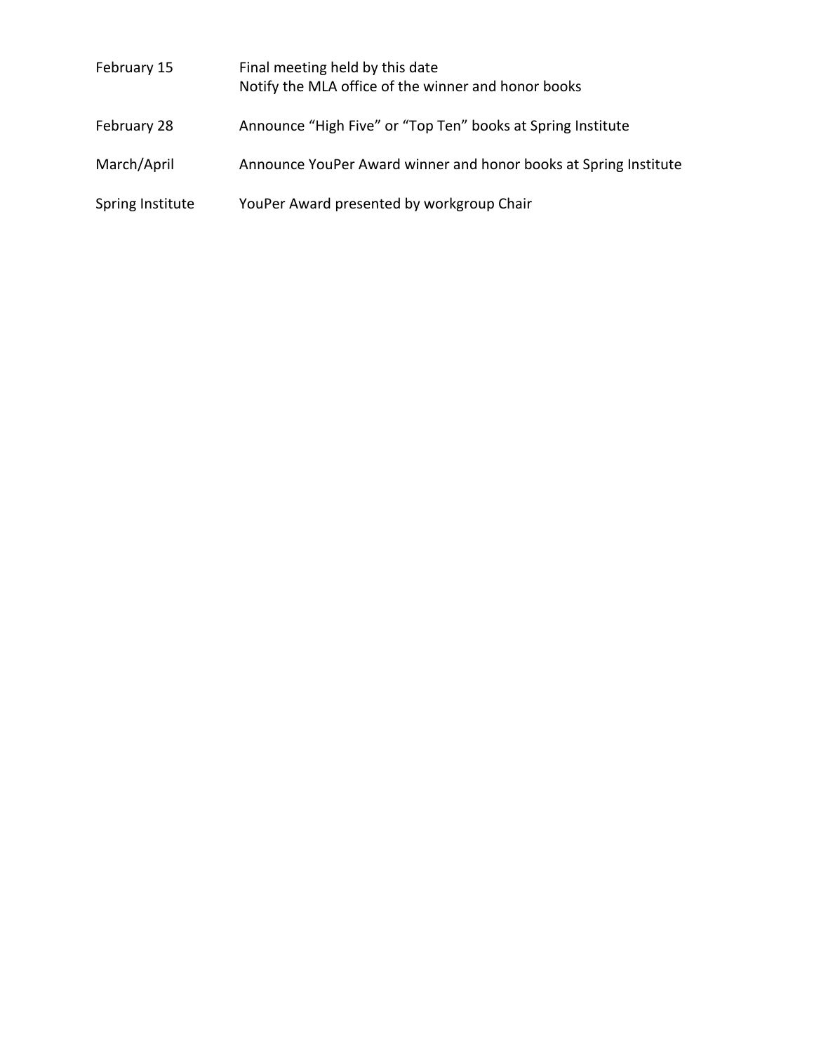| | |
|---|---|
| February 15 | Final meeting held by this date<br>Notify the MLA office of the winner and honor books |
| February 28 | Announce "High Five" or "Top Ten" books at Spring Institute |
| March/April | Announce YouPer Award winner and honor books at Spring Institute |
| Spring Institute | YouPer Award presented by workgroup Chair |